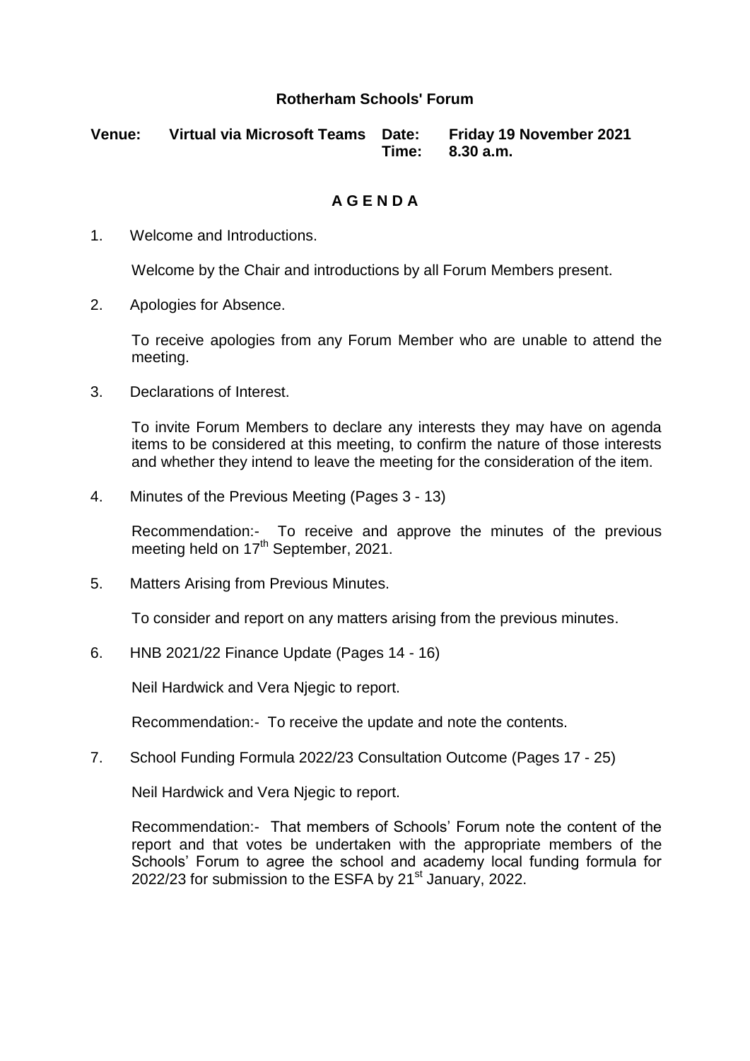# Rotherham Schools' Forum

**Venue:** **Virtual via Microsoft Teams** **Date:** **Friday 19 November 2021**
**Time:** **8.30 a.m.**

## A G E N D A

1. Welcome and Introductions.

   Welcome by the Chair and introductions by all Forum Members present.

2. Apologies for Absence.

   To receive apologies from any Forum Member who are unable to attend the meeting.

3. Declarations of Interest.

   To invite Forum Members to declare any interests they may have on agenda items to be considered at this meeting, to confirm the nature of those interests and whether they intend to leave the meeting for the consideration of the item.

4. Minutes of the Previous Meeting (Pages 3 - 13)

   Recommendation:- To receive and approve the minutes of the previous meeting held on 17th September, 2021.

5. Matters Arising from Previous Minutes.

   To consider and report on any matters arising from the previous minutes.

6. HNB 2021/22 Finance Update (Pages 14 - 16)

   Neil Hardwick and Vera Njegic to report.

   Recommendation:- To receive the update and note the contents.

7. School Funding Formula 2022/23 Consultation Outcome (Pages 17 - 25)

   Neil Hardwick and Vera Njegic to report.

   Recommendation:- That members of Schools' Forum note the content of the report and that votes be undertaken with the appropriate members of the Schools' Forum to agree the school and academy local funding formula for 2022/23 for submission to the ESFA by 21st January, 2022.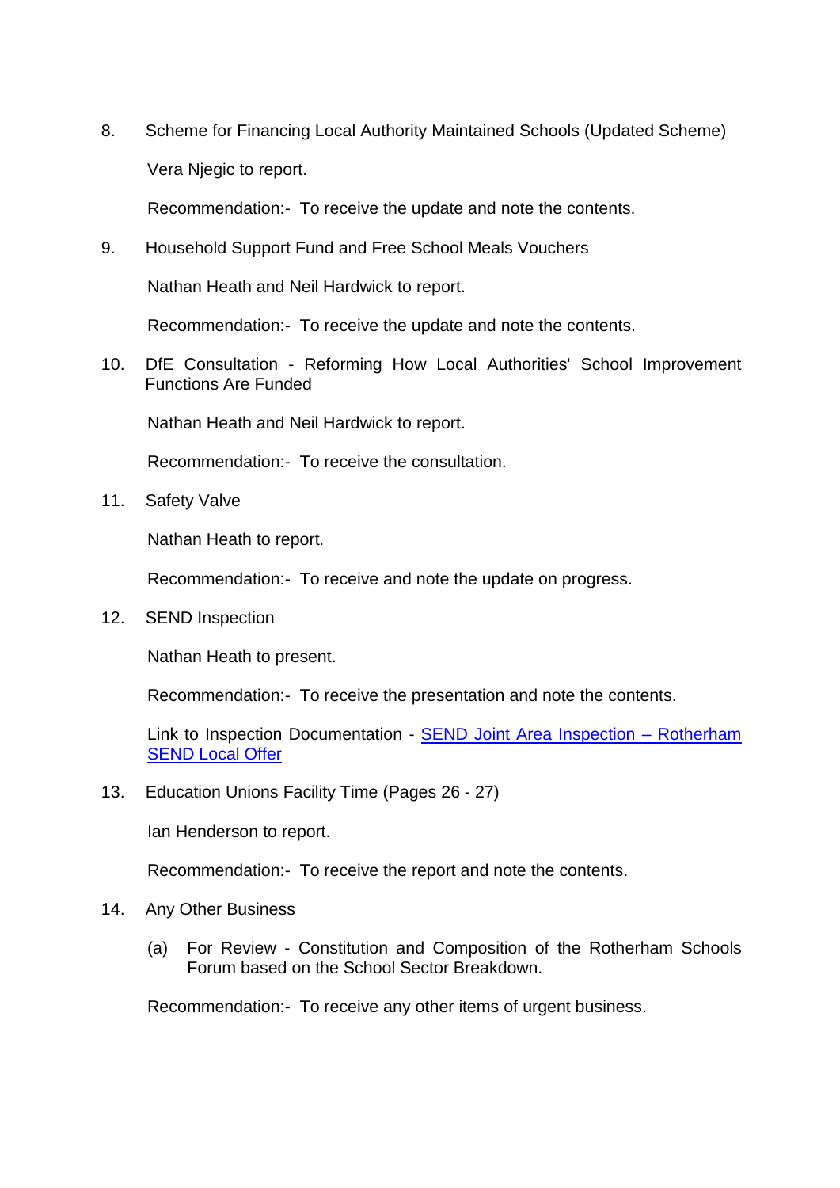8. Scheme for Financing Local Authority Maintained Schools (Updated Scheme)

   Vera Njegic to report.

   Recommendation:- To receive the update and note the contents.

9. Household Support Fund and Free School Meals Vouchers

   Nathan Heath and Neil Hardwick to report.

   Recommendation:- To receive the update and note the contents.

10. DfE Consultation - Reforming How Local Authorities' School Improvement Functions Are Funded

    Nathan Heath and Neil Hardwick to report.

    Recommendation:- To receive the consultation.

11. Safety Valve

    Nathan Heath to report.

    Recommendation:- To receive and note the update on progress.

12. SEND Inspection

    Nathan Heath to present.

    Recommendation:- To receive the presentation and note the contents.

    Link to Inspection Documentation - SEND Joint Area Inspection – Rotherham SEND Local Offer

13. Education Unions Facility Time (Pages 26 - 27)

    Ian Henderson to report.

    Recommendation:- To receive the report and note the contents.

14. Any Other Business

    (a) For Review - Constitution and Composition of the Rotherham Schools Forum based on the School Sector Breakdown.

    Recommendation:- To receive any other items of urgent business.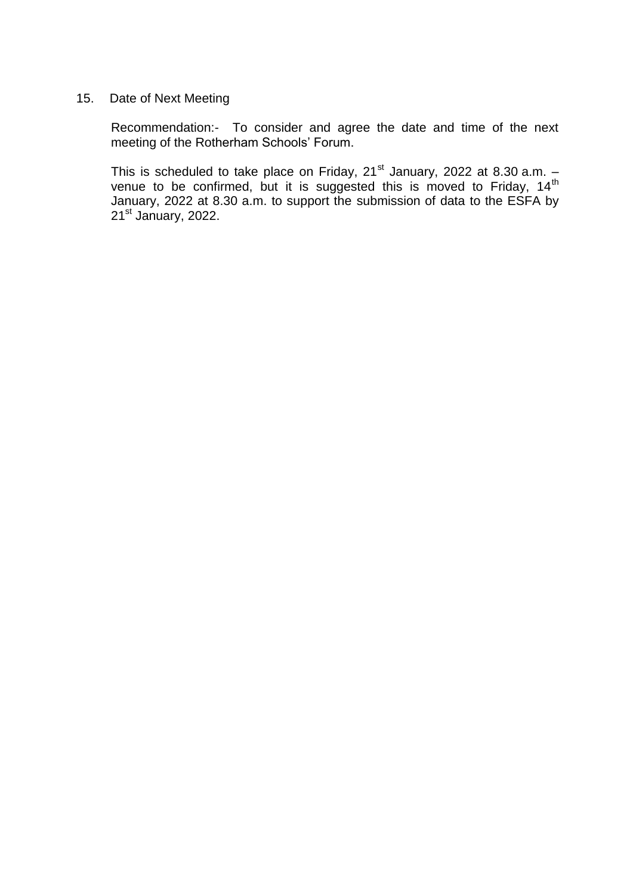## 15. Date of Next Meeting

Recommendation:- To consider and agree the date and time of the next meeting of the Rotherham Schools' Forum.

This is scheduled to take place on Friday, 21st January, 2022 at 8.30 a.m. – venue to be confirmed, but it is suggested this is moved to Friday, 14th January, 2022 at 8.30 a.m. to support the submission of data to the ESFA by 21st January, 2022.